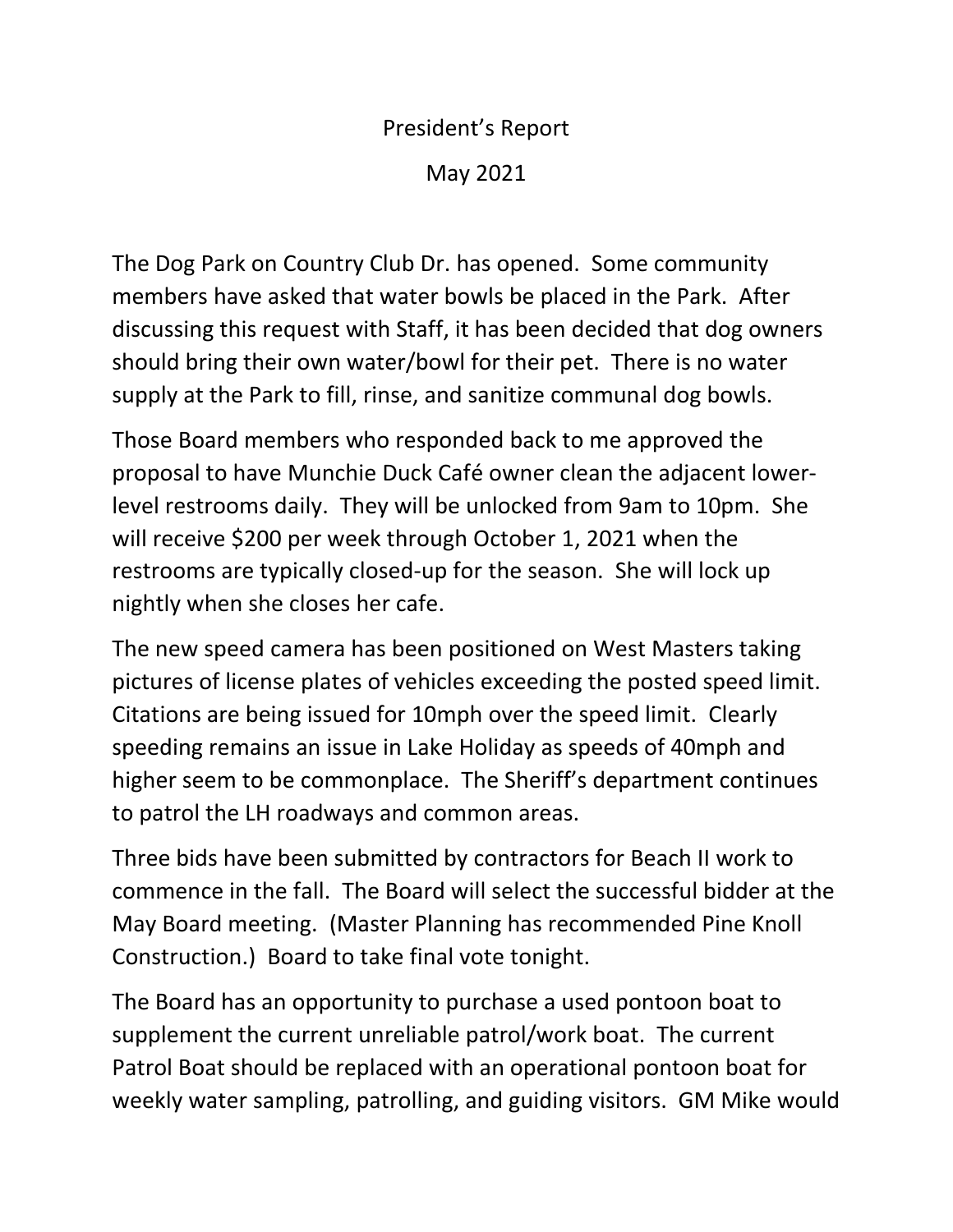# President's Report

## May 2021

The Dog Park on Country Club Dr. has opened. Some community members have asked that water bowls be placed in the Park. After discussing this request with Staff, it has been decided that dog owners should bring their own water/bowl for their pet. There is no water supply at the Park to fill, rinse, and sanitize communal dog bowls.

Those Board members who responded back to me approved the proposal to have Munchie Duck Café owner clean the adjacent lower-level restrooms daily. They will be unlocked from 9am to 10pm. She will receive $200 per week through October 1, 2021 when the restrooms are typically closed-up for the season. She will lock up nightly when she closes her cafe.

The new speed camera has been positioned on West Masters taking pictures of license plates of vehicles exceeding the posted speed limit. Citations are being issued for 10mph over the speed limit. Clearly speeding remains an issue in Lake Holiday as speeds of 40mph and higher seem to be commonplace. The Sheriff's department continues to patrol the LH roadways and common areas.

Three bids have been submitted by contractors for Beach II work to commence in the fall. The Board will select the successful bidder at the May Board meeting. (Master Planning has recommended Pine Knoll Construction.) Board to take final vote tonight.

The Board has an opportunity to purchase a used pontoon boat to supplement the current unreliable patrol/work boat. The current Patrol Boat should be replaced with an operational pontoon boat for weekly water sampling, patrolling, and guiding visitors. GM Mike would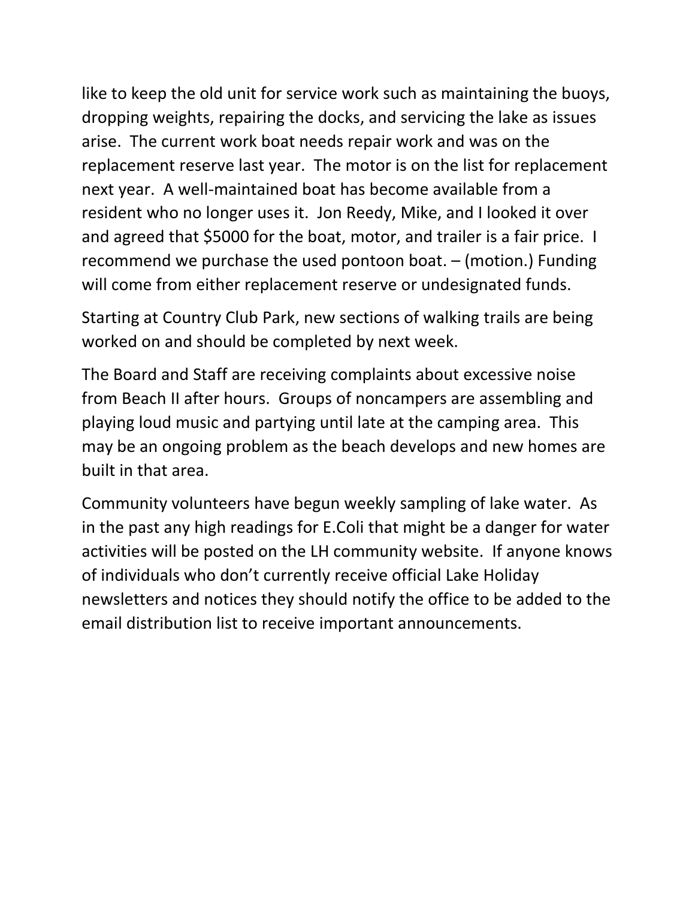like to keep the old unit for service work such as maintaining the buoys, dropping weights, repairing the docks, and servicing the lake as issues arise. The current work boat needs repair work and was on the replacement reserve last year. The motor is on the list for replacement next year. A well-maintained boat has become available from a resident who no longer uses it. Jon Reedy, Mike, and I looked it over and agreed that $5000 for the boat, motor, and trailer is a fair price. I recommend we purchase the used pontoon boat. – (motion.) Funding will come from either replacement reserve or undesignated funds.

Starting at Country Club Park, new sections of walking trails are being worked on and should be completed by next week.

The Board and Staff are receiving complaints about excessive noise from Beach II after hours. Groups of noncampers are assembling and playing loud music and partying until late at the camping area. This may be an ongoing problem as the beach develops and new homes are built in that area.

Community volunteers have begun weekly sampling of lake water. As in the past any high readings for E.Coli that might be a danger for water activities will be posted on the LH community website. If anyone knows of individuals who don't currently receive official Lake Holiday newsletters and notices they should notify the office to be added to the email distribution list to receive important announcements.